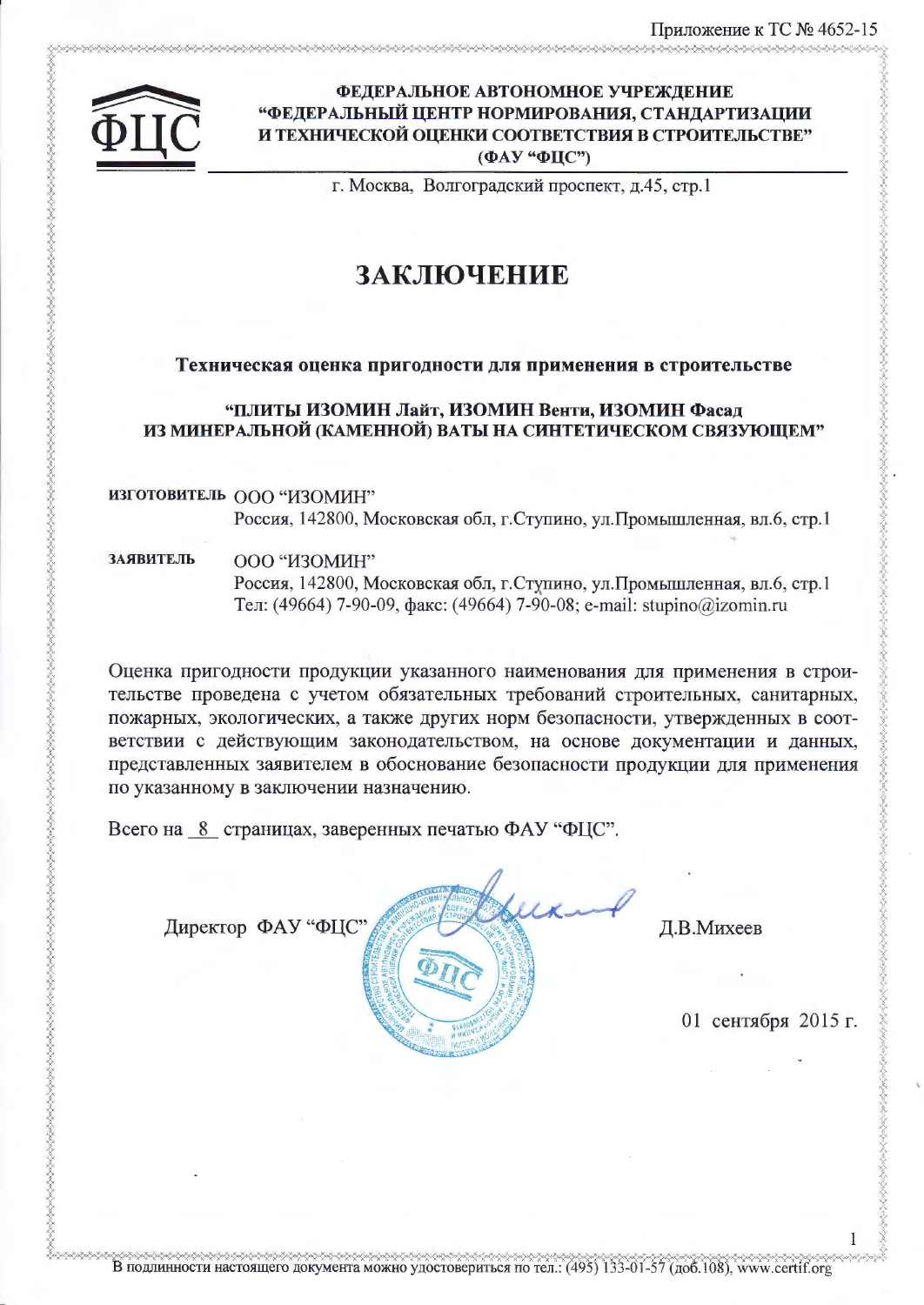Приложение к ТС № 4652-15

**ФЕДЕРАЛЬНОЕ АВТОНОМНОЕ УЧРЕЖДЕНИЕ**
**"ФЕДЕРАЛЬНЫЙ ЦЕНТР НОРМИРОВАНИЯ, СТАНДАРТИЗАЦИИ И ТЕХНИЧЕСКОЙ ОЦЕНКИ СООТВЕТСТВИЯ В СТРОИТЕЛЬСТВЕ"**
**(ФАУ "ФЦС")**

г. Москва, Волгоградский проспект, д.45, стр.1

# ЗАКЛЮЧЕНИЕ

**Техническая оценка пригодности для применения в строительстве**

**"ПЛИТЫ ИЗОМИН Лайт, ИЗОМИН Венти, ИЗОМИН Фасад ИЗ МИНЕРАЛЬНОЙ (КАМЕННОЙ) ВАТЫ НА СИНТЕТИЧЕСКОМ СВЯЗУЮЩЕМ"**

**ИЗГОТОВИТЕЛЬ** ООО "ИЗОМИН"
Россия, 142800, Московская обл, г.Ступино, ул.Промышленная, вл.6, стр.1

**ЗАЯВИТЕЛЬ** ООО "ИЗОМИН"
Россия, 142800, Московская обл, г.Ступино, ул.Промышленная, вл.6, стр.1
Тел: (49664) 7-90-09, факс: (49664) 7-90-08; e-mail: stupino@izomin.ru

Оценка пригодности продукции указанного наименования для применения в строительстве проведена с учетом обязательных требований строительных, санитарных, пожарных, экологических, а также других норм безопасности, утвержденных в соответствии с действующим законодательством, на основе документации и данных, представленных заявителем в обоснование безопасности продукции для применения по указанному в заключении назначению.

Всего на 8 страницах, заверенных печатью ФАУ "ФЦС".

Директор ФАУ "ФЦС" Д.В.Михеев

01 сентября 2015 г.

В подлинности настоящего документа можно удостовериться по тел.: (495) 133-01-57 (доб.108), www.certif.org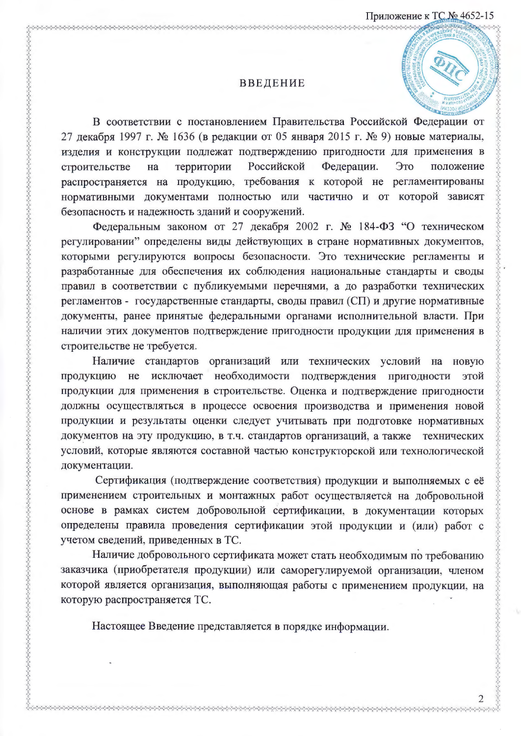# ВВЕДЕНИЕ

В соответствии с постановлением Правительства Российской Федерации от 27 декабря 1997 г. № 1636 (в редакции от 05 января 2015 г. № 9) новые материалы, изделия и конструкции подлежат подтверждению пригодности для применения в строительстве на территории Российской Федерации. Это положение распространяется на продукцию, требования к которой не регламентированы нормативными документами полностью или частично и от которой зависят безопасность и надежность зданий и сооружений.

Федеральным законом от 27 декабря 2002 г. № 184-ФЗ "О техническом регулировании" определены виды действующих в стране нормативных документов, которыми регулируются вопросы безопасности. Это технические регламенты и разработанные для обеспечения их соблюдения национальные стандарты и своды правил в соответствии с публикуемыми перечнями, а до разработки технических регламентов - государственные стандарты, своды правил (СП) и другие нормативные документы, ранее принятые федеральными органами исполнительной власти. При наличии этих документов подтверждение пригодности продукции для применения в строительстве не требуется.

Наличие стандартов организаций или технических условий на новую продукцию не исключает необходимости подтверждения пригодности этой продукции для применения в строительстве. Оценка и подтверждение пригодности должны осуществляться в процессе освоения производства и применения новой продукции и результаты оценки следует учитывать при подготовке нормативных документов на эту продукцию, в т.ч. стандартов организаций, а также технических условий, которые являются составной частью конструкторской или технологической документации.

Сертификация (подтверждение соответствия) продукции и выполняемых с её применением строительных и монтажных работ осуществляется на добровольной основе в рамках систем добровольной сертификации, в документации которых определены правила проведения сертификации этой продукции и (или) работ с учетом сведений, приведенных в ТС.

Наличие добровольного сертификата может стать необходимым по требованию заказчика (приобретателя продукции) или саморегулируемой организации, членом которой является организация, выполняющая работы с применением продукции, на которую распространяется ТС.

Настоящее Введение представляется в порядке информации.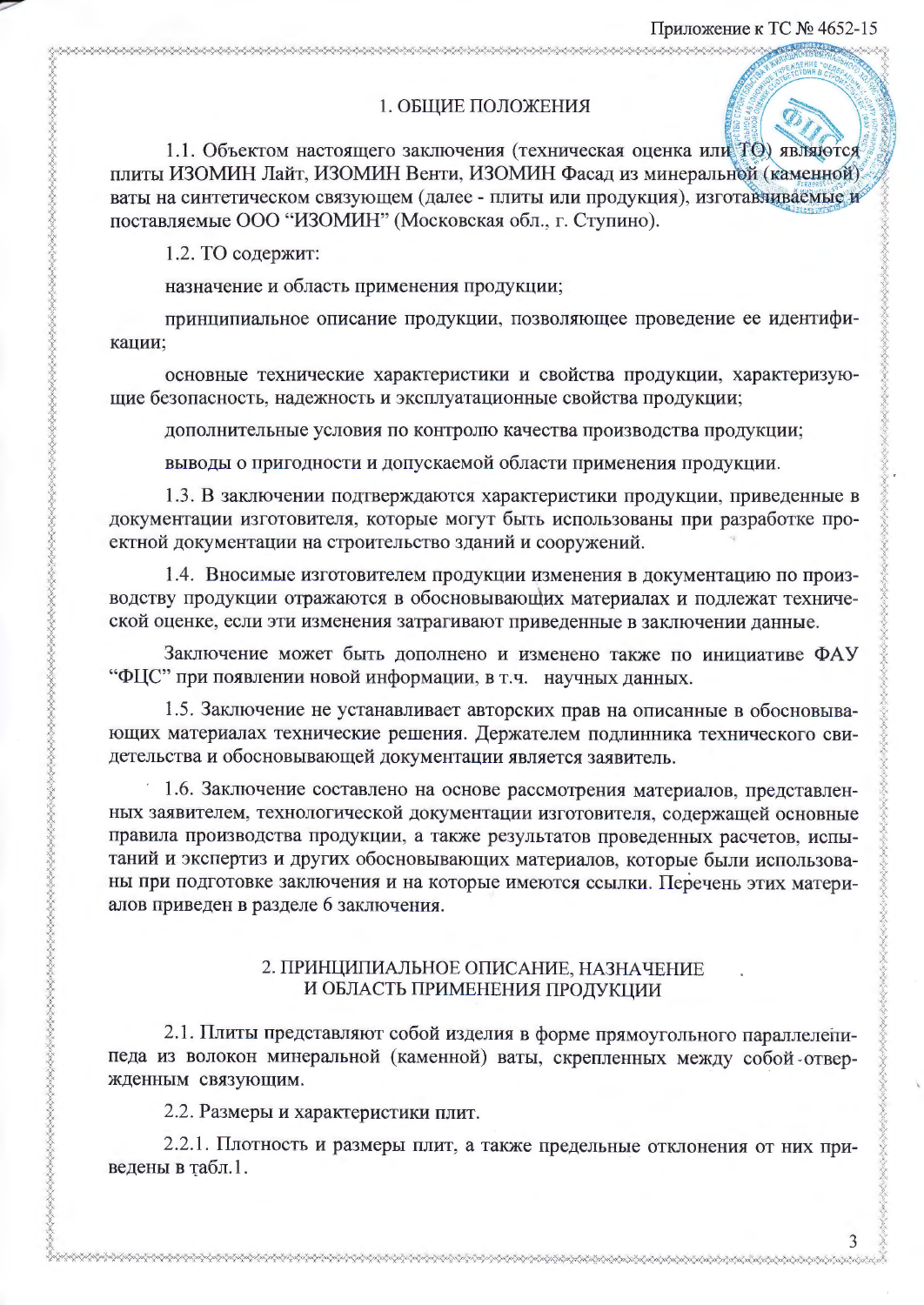## 1. ОБЩИЕ ПОЛОЖЕНИЯ

1.1. Объектом настоящего заключения (техническая оценка или ТО) являются плиты ИЗОМИН Лайт, ИЗОМИН Венти, ИЗОМИН Фасад из минеральной (каменной) ваты на синтетическом связующем (далее - плиты или продукция), изготавливаемые и поставляемые ООО "ИЗОМИН" (Московская обл., г. Ступино).

1.2. ТО содержит:

назначение и область применения продукции;

принципиальное описание продукции, позволяющее проведение ее идентификации;

основные технические характеристики и свойства продукции, характеризующие безопасность, надежность и эксплуатационные свойства продукции;

дополнительные условия по контролю качества производства продукции;

выводы о пригодности и допускаемой области применения продукции.

1.3. В заключении подтверждаются характеристики продукции, приведенные в документации изготовителя, которые могут быть использованы при разработке проектной документации на строительство зданий и сооружений.

1.4. Вносимые изготовителем продукции изменения в документацию по производству продукции отражаются в обосновывающих материалах и подлежат технической оценке, если эти изменения затрагивают приведенные в заключении данные.

Заключение может быть дополнено и изменено также по инициативе ФАУ "ФЦС" при появлении новой информации, в т.ч. научных данных.

1.5. Заключение не устанавливает авторских прав на описанные в обосновывающих материалах технические решения. Держателем подлинника технического свидетельства и обосновывающей документации является заявитель.

1.6. Заключение составлено на основе рассмотрения материалов, представленных заявителем, технологической документации изготовителя, содержащей основные правила производства продукции, а также результатов проведенных расчетов, испытаний и экспертиз и других обосновывающих материалов, которые были использованы при подготовке заключения и на которые имеются ссылки. Перечень этих материалов приведен в разделе 6 заключения.

## 2. ПРИНЦИПИАЛЬНОЕ ОПИСАНИЕ, НАЗНАЧЕНИЕ И ОБЛАСТЬ ПРИМЕНЕНИЯ ПРОДУКЦИИ

2.1. Плиты представляют собой изделия в форме прямоугольного параллелепипеда из волокон минеральной (каменной) ваты, скрепленных между собой отвержденным связующим.

2.2. Размеры и характеристики плит.

2.2.1. Плотность и размеры плит, а также предельные отклонения от них приведены в табл.1.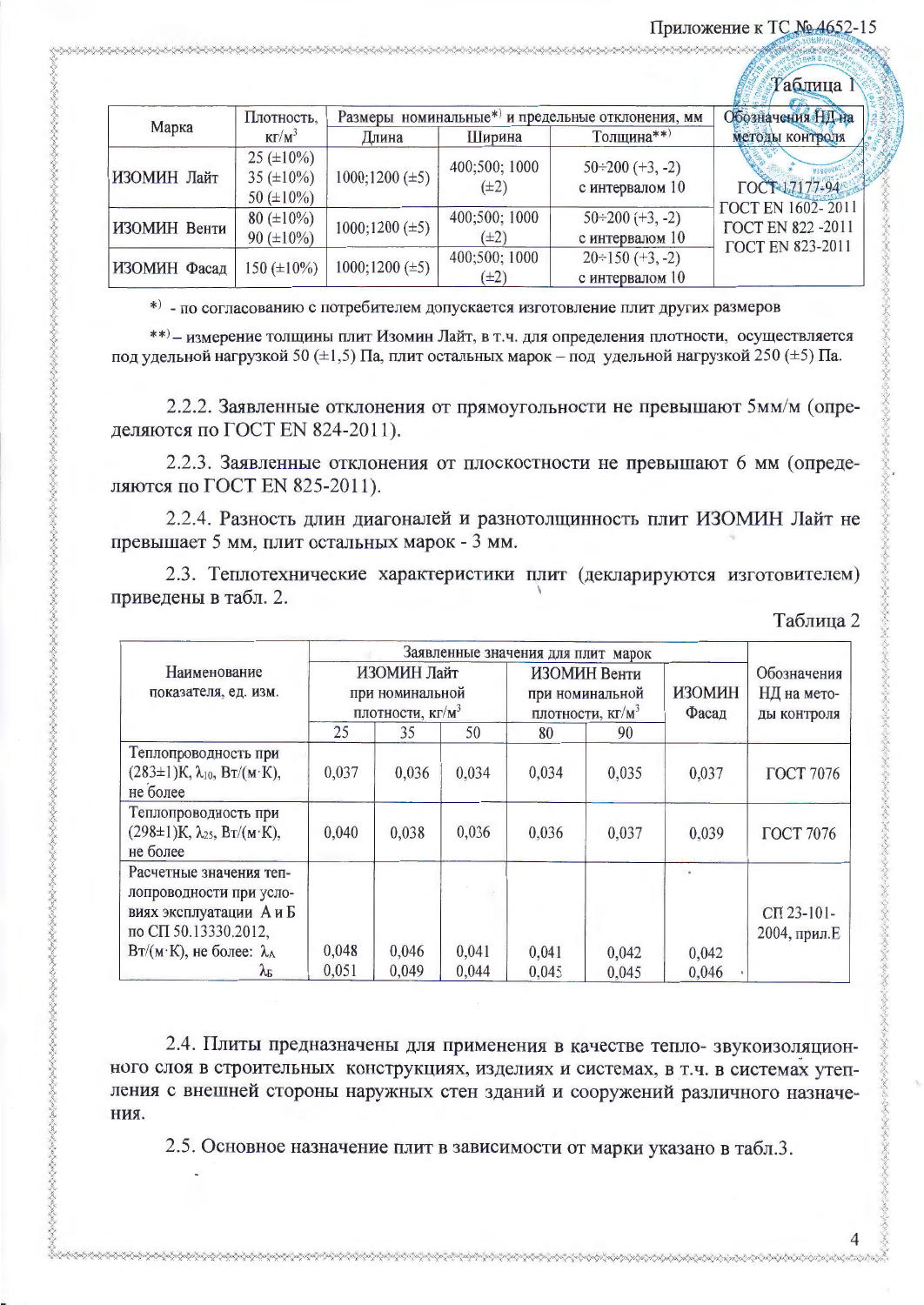Таблица 1

| Марка | Плотность, кг/м³ | Размеры номинальные*) и предельные отклонения, мм | | | Обозначения НД на методы контроля |
|---|---|---|---|---|---|
| | | Длина | Ширина | Толщина**) | |
| ИЗОМИН Лайт | 25 (±10%)<br>35 (±10%)<br>50 (±10%) | 1000;1200 (±5) | 400;500; 1000 (±2) | 50÷200 (+3, -2) с интервалом 10 | ГОСТ 17177-94<br>ГОСТ EN 1602- 2011<br>ГОСТ EN 822 -2011<br>ГОСТ EN 823-2011 |
| ИЗОМИН Венти | 80 (±10%)<br>90 (±10%) | 1000;1200 (±5) | 400;500; 1000 (±2) | 50÷200 (+3, -2) с интервалом 10 | |
| ИЗОМИН Фасад | 150 (±10%) | 1000;1200 (±5) | 400;500; 1000 (±2) | 20÷150 (+3, -2) с интервалом 10 | |

*) - по согласованию с потребителем допускается изготовление плит других размеров

**) – измерение толщины плит Изомин Лайт, в т.ч. для определения плотности, осуществляется под удельной нагрузкой 50 (±1,5) Па, плит остальных марок – под удельной нагрузкой 250 (±5) Па.

2.2.2. Заявленные отклонения от прямоугольности не превышают 5мм/м (определяются по ГОСТ EN 824-2011).

2.2.3. Заявленные отклонения от плоскостности не превышают 6 мм (определяются по ГОСТ EN 825-2011).

2.2.4. Разность длин диагоналей и разнотолщинность плит ИЗОМИН Лайт не превышает 5 мм, плит остальных марок - 3 мм.

2.3. Теплотехнические характеристики плит (декларируются изготовителем) приведены в табл. 2.

Таблица 2

| Наименование показателя, ед. изм. | Заявленные значения для плит марок | | | | | | Обозначения НД на методы контроля |
|---|---|---|---|---|---|---|---|
| | ИЗОМИН Лайт при номинальной плотности, кг/м³ | | | ИЗОМИН Венти при номинальной плотности, кг/м³ | | ИЗОМИН Фасад | |
| | 25 | 35 | 50 | 80 | 90 | | |
| Теплопроводность при (283±1)K, $\lambda_{10}$, Вт/(м·K), не более | 0,037 | 0,036 | 0,034 | 0,034 | 0,035 | 0,037 | ГОСТ 7076 |
| Теплопроводность при (298±1)K, $\lambda_{25}$, Вт/(м·K), не более | 0,040 | 0,038 | 0,036 | 0,036 | 0,037 | 0,039 | ГОСТ 7076 |
| Расчетные значения теплопроводности при условиях эксплуатации А и Б по СП 50.13330.2012, Вт/(м·K), не более: $\lambda_А$<br>$\lambda_Б$ | 0,048<br>0,051 | 0,046<br>0,049 | 0,041<br>0,044 | 0,041<br>0,045 | 0,042<br>0,045 | 0,042<br>0,046 | СП 23-101-2004, прил.Е |

2.4. Плиты предназначены для применения в качестве тепло- звукоизоляционного слоя в строительных конструкциях, изделиях и системах, в т.ч. в системах утепления с внешней стороны наружных стен зданий и сооружений различного назначения.

2.5. Основное назначение плит в зависимости от марки указано в табл.3.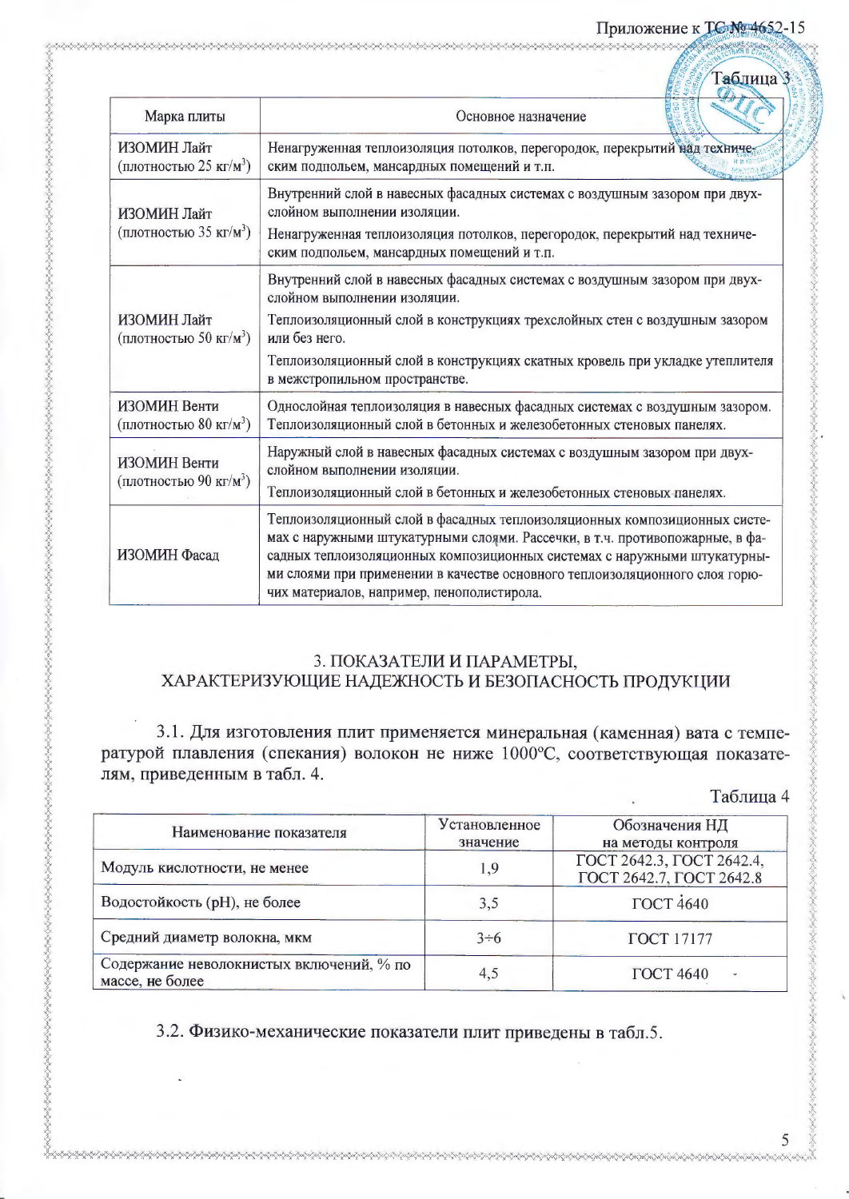Таблица 3

| Марка плиты | Основное назначение |
|---|---|
| ИЗОМИН Лайт (плотностью 25 кг/м$^3$) | Ненагруженная теплоизоляция потолков, перегородок, перекрытий над техническим подпольем, мансардных помещений и т.п. |
| ИЗОМИН Лайт (плотностью 35 кг/м$^3$) | Внутренний слой в навесных фасадных системах с воздушным зазором при двухслойном выполнении изоляции. Ненагруженная теплоизоляция потолков, перегородок, перекрытий над техническим подпольем, мансардных помещений и т.п. |
| ИЗОМИН Лайт (плотностью 50 кг/м$^3$) | Внутренний слой в навесных фасадных системах с воздушным зазором при двухслойном выполнении изоляции. Теплоизоляционный слой в конструкциях трехслойных стен с воздушным зазором или без него. Теплоизоляционный слой в конструкциях скатных кровель при укладке утеплителя в межстропильном пространстве. |
| ИЗОМИН Венти (плотностью 80 кг/м$^3$) | Однослойная теплоизоляция в навесных фасадных системах с воздушным зазором. Теплоизоляционный слой в бетонных и железобетонных стеновых панелях. |
| ИЗОМИН Венти (плотностью 90 кг/м$^3$) | Наружный слой в навесных фасадных системах с воздушным зазором при двухслойном выполнении изоляции. Теплоизоляционный слой в бетонных и железобетонных стеновых панелях. |
| ИЗОМИН Фасад | Теплоизоляционный слой в фасадных теплоизоляционных композиционных системах с наружными штукатурными слоями. Рассечки, в т.ч. противопожарные, в фасадных теплоизоляционных композиционных системах с наружными штукатурными слоями при применении в качестве основного теплоизоляционного слоя горючих материалов, например, пенополистирола. |

## 3. ПОКАЗАТЕЛИ И ПАРАМЕТРЫ, ХАРАКТЕРИЗУЮЩИЕ НАДЕЖНОСТЬ И БЕЗОПАСНОСТЬ ПРОДУКЦИИ

3.1. Для изготовления плит применяется минеральная (каменная) вата с температурой плавления (спекания) волокон не ниже 1000°С, соответствующая показателям, приведенным в табл. 4.

Таблица 4

| Наименование показателя | Установленное значение | Обозначения НД на методы контроля |
|---|---|---|
| Модуль кислотности, не менее | 1,9 | ГОСТ 2642.3, ГОСТ 2642.4, ГОСТ 2642.7, ГОСТ 2642.8 |
| Водостойкость (pH), не более | 3,5 | ГОСТ 4640 |
| Средний диаметр волокна, мкм | 3÷6 | ГОСТ 17177 |
| Содержание неволокнистых включений, % по массе, не более | 4,5 | ГОСТ 4640 |

3.2. Физико-механические показатели плит приведены в табл.5.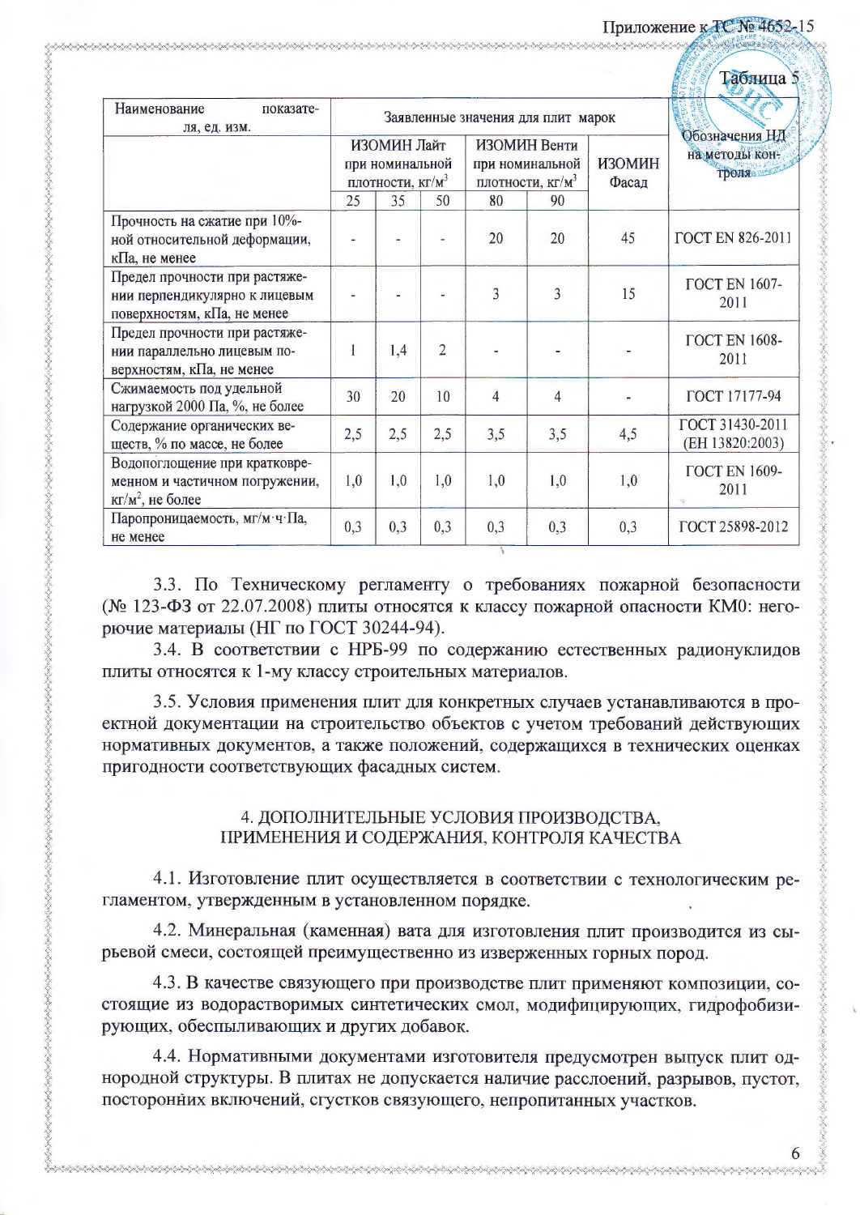Таблица 5

| Наименование показателя, ед. изм. | Заявленные значения для плит марок | | | | | | Обозначения НД на методы контроля |
|---|---|---|---|---|---|---|---|
| | ИЗОМИН Лайт при номинальной плотности, кг/м$^3$ | | | ИЗОМИН Венти при номинальной плотности, кг/м$^3$ | | ИЗОМИН Фасад | |
| | 25 | 35 | 50 | 80 | 90 | | |
| Прочность на сжатие при 10%-ной относительной деформации, кПа, не менее | - | - | - | 20 | 20 | 45 | ГОСТ EN 826-2011 |
| Предел прочности при растяжении перпендикулярно к лицевым поверхностям, кПа, не менее | - | - | - | 3 | 3 | 15 | ГОСТ EN 1607-2011 |
| Предел прочности при растяжении параллельно лицевым поверхностям, кПа, не менее | 1 | 1,4 | 2 | - | - | - | ГОСТ EN 1608-2011 |
| Сжимаемость под удельной нагрузкой 2000 Па, %, не более | 30 | 20 | 10 | 4 | 4 | - | ГОСТ 17177-94 |
| Содержание органических веществ, % по массе, не более | 2,5 | 2,5 | 2,5 | 3,5 | 3,5 | 4,5 | ГОСТ 31430-2011 (ЕН 13820:2003) |
| Водопоглощение при кратковременном и частичном погружении, кг/м$^2$, не более | 1,0 | 1,0 | 1,0 | 1,0 | 1,0 | 1,0 | ГОСТ EN 1609-2011 |
| Паропроницаемость, мг/м·ч·Па, не менее | 0,3 | 0,3 | 0,3 | 0,3 | 0,3 | 0,3 | ГОСТ 25898-2012 |

3.3. По Техническому регламенту о требованиях пожарной безопасности (№ 123-ФЗ от 22.07.2008) плиты относятся к классу пожарной опасности КМ0: негорючие материалы (НГ по ГОСТ 30244-94).

3.4. В соответствии с НРБ-99 по содержанию естественных радионуклидов плиты относятся к 1-му классу строительных материалов.

3.5. Условия применения плит для конкретных случаев устанавливаются в проектной документации на строительство объектов с учетом требований действующих нормативных документов, а также положений, содержащихся в технических оценках пригодности соответствующих фасадных систем.

## 4. ДОПОЛНИТЕЛЬНЫЕ УСЛОВИЯ ПРОИЗВОДСТВА, ПРИМЕНЕНИЯ И СОДЕРЖАНИЯ, КОНТРОЛЯ КАЧЕСТВА

4.1. Изготовление плит осуществляется в соответствии с технологическим регламентом, утвержденным в установленном порядке.

4.2. Минеральная (каменная) вата для изготовления плит производится из сырьевой смеси, состоящей преимущественно из изверженных горных пород.

4.3. В качестве связующего при производстве плит применяют композиции, состоящие из водорастворимых синтетических смол, модифицирующих, гидрофобизирующих, обеспыливающих и других добавок.

4.4. Нормативными документами изготовителя предусмотрен выпуск плит однородной структуры. В плитах не допускается наличие расслоений, разрывов, пустот, посторонних включений, сгустков связующего, непропитанных участков.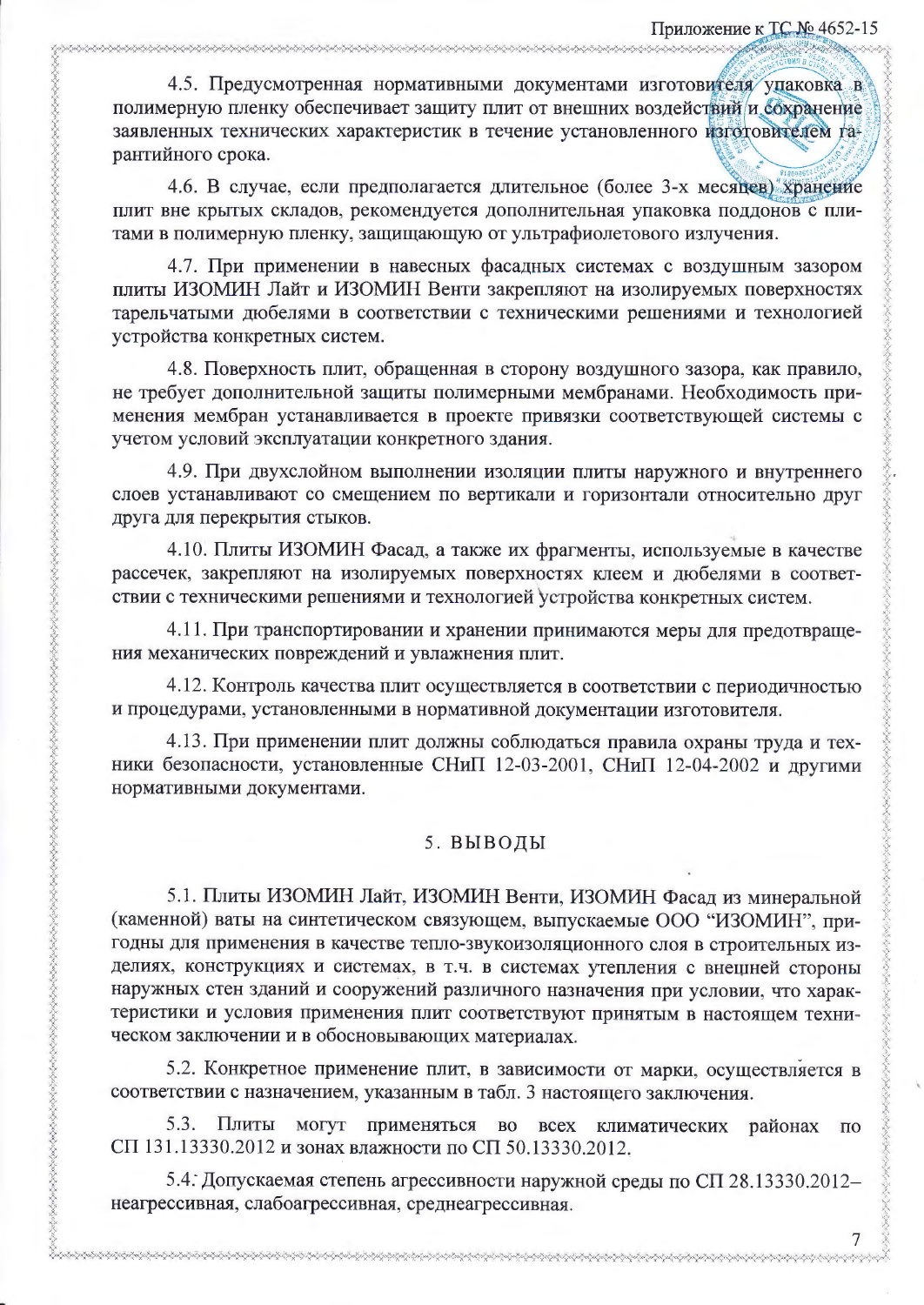4.5. Предусмотренная нормативными документами изготовителя упаковка в полимерную пленку обеспечивает защиту плит от внешних воздействий и сохранение заявленных технических характеристик в течение установленного изготовителем гарантийного срока.

4.6. В случае, если предполагается длительное (более 3-х месяцев) хранение плит вне крытых складов, рекомендуется дополнительная упаковка поддонов с плитами в полимерную пленку, защищающую от ультрафиолетового излучения.

4.7. При применении в навесных фасадных системах с воздушным зазором плиты ИЗОМИН Лайт и ИЗОМИН Венти закрепляют на изолируемых поверхностях тарельчатыми дюбелями в соответствии с техническими решениями и технологией устройства конкретных систем.

4.8. Поверхность плит, обращенная в сторону воздушного зазора, как правило, не требует дополнительной защиты полимерными мембранами. Необходимость применения мембран устанавливается в проекте привязки соответствующей системы с учетом условий эксплуатации конкретного здания.

4.9. При двухслойном выполнении изоляции плиты наружного и внутреннего слоев устанавливают со смещением по вертикали и горизонтали относительно друг друга для перекрытия стыков.

4.10. Плиты ИЗОМИН Фасад, а также их фрагменты, используемые в качестве рассечек, закрепляют на изолируемых поверхностях клеем и дюбелями в соответствии с техническими решениями и технологией устройства конкретных систем.

4.11. При транспортировании и хранении принимаются меры для предотвращения механических повреждений и увлажнения плит.

4.12. Контроль качества плит осуществляется в соответствии с периодичностью и процедурами, установленными в нормативной документации изготовителя.

4.13. При применении плит должны соблюдаться правила охраны труда и техники безопасности, установленные СНиП 12-03-2001, СНиП 12-04-2002 и другими нормативными документами.

## 5. ВЫВОДЫ

5.1. Плиты ИЗОМИН Лайт, ИЗОМИН Венти, ИЗОМИН Фасад из минеральной (каменной) ваты на синтетическом связующем, выпускаемые ООО "ИЗОМИН", пригодны для применения в качестве тепло-звукоизоляционного слоя в строительных изделиях, конструкциях и системах, в т.ч. в системах утепления с внешней стороны наружных стен зданий и сооружений различного назначения при условии, что характеристики и условия применения плит соответствуют принятым в настоящем техническом заключении и в обосновывающих материалах.

5.2. Конкретное применение плит, в зависимости от марки, осуществляется в соответствии с назначением, указанным в табл. 3 настоящего заключения.

5.3. Плиты могут применяться во всех климатических районах по СП 131.13330.2012 и зонах влажности по СП 50.13330.2012.

5.4. Допускаемая степень агрессивности наружной среды по СП 28.13330.2012– неагрессивная, слабоагрессивная, среднеагрессивная.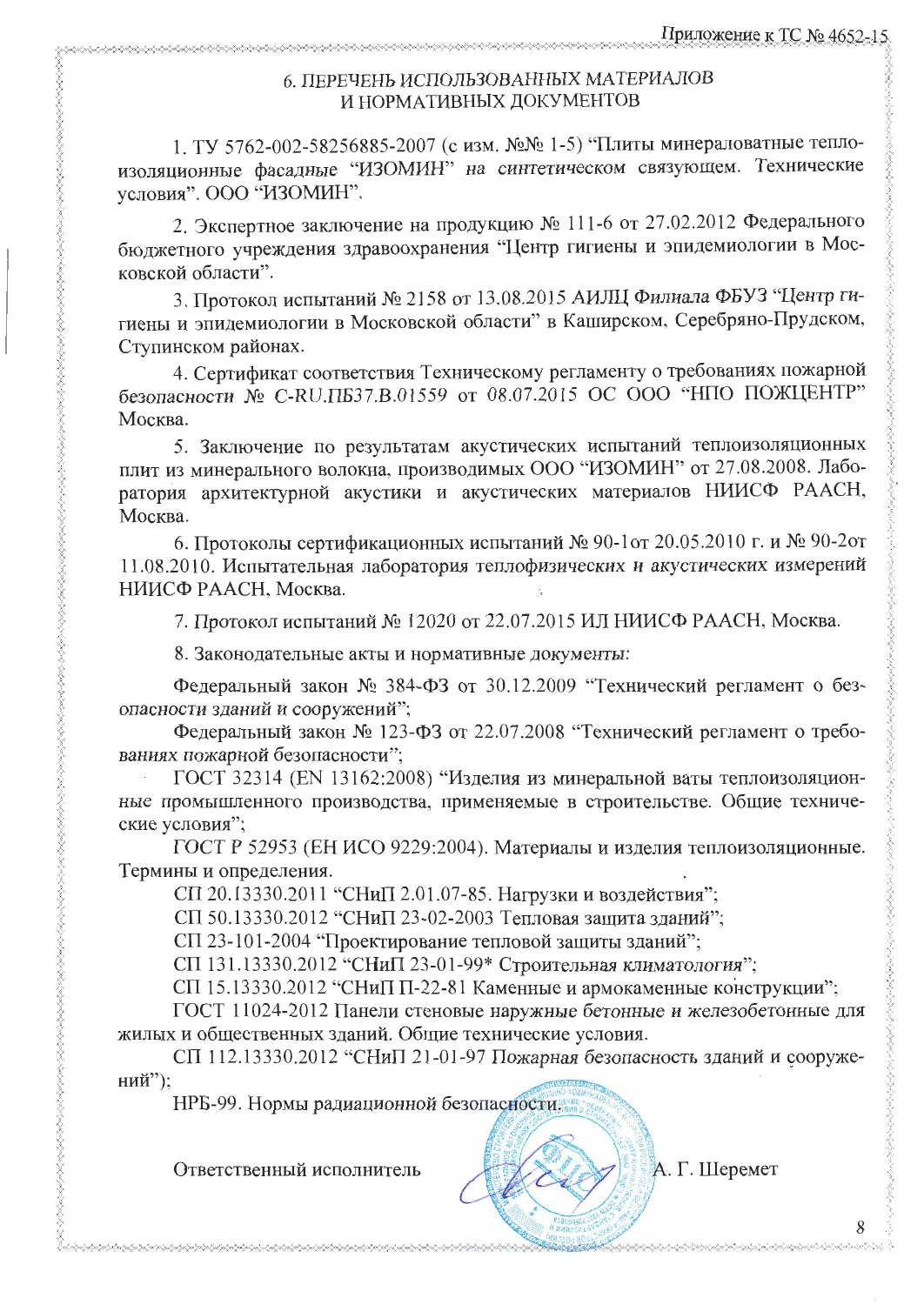## 6. ПЕРЕЧЕНЬ ИСПОЛЬЗОВАННЫХ МАТЕРИАЛОВ И НОРМАТИВНЫХ ДОКУМЕНТОВ

1. ТУ 5762-002-58256885-2007 (с изм. №№ 1-5) “Плиты минераловатные теплоизоляционные фасадные “ИЗОМИН” на синтетическом связующем. Технические условия”. ООО “ИЗОМИН”.

2. Экспертное заключение на продукцию № 111-6 от 27.02.2012 Федерального бюджетного учреждения здравоохранения “Центр гигиены и эпидемиологии в Московской области”.

3. Протокол испытаний № 2158 от 13.08.2015 АИЛЦ Филиала ФБУЗ “Центр гигиены и эпидемиологии в Московской области” в Каширском, Серебряно-Прудском, Ступинском районах.

4. Сертификат соответствия Техническому регламенту о требованиях пожарной безопасности № C-RU.ПБ37.В.01559 от 08.07.2015 ОС ООО “НПО ПОЖЦЕНТР” Москва.

5. Заключение по результатам акустических испытаний теплоизоляционных плит из минерального волокна, производимых ООО “ИЗОМИН” от 27.08.2008. Лаборатория архитектурной акустики и акустических материалов НИИСФ РААСН, Москва.

6. Протоколы сертификационных испытаний № 90-1от 20.05.2010 г. и № 90-2от 11.08.2010. Испытательная лаборатория теплофизических и акустических измерений НИИСФ РААСН, Москва.

7. Протокол испытаний № 12020 от 22.07.2015 ИЛ НИИСФ РААСН, Москва.

8. Законодательные акты и нормативные документы:

Федеральный закон № 384-ФЗ от 30.12.2009 “Технический регламент о безопасности зданий и сооружений”;

Федеральный закон № 123-ФЗ от 22.07.2008 “Технический регламент о требованиях пожарной безопасности”;

ГОСТ 32314 (EN 13162:2008) “Изделия из минеральной ваты теплоизоляционные промышленного производства, применяемые в строительстве. Общие технические условия”;

ГОСТ Р 52953 (ЕН ИСО 9229:2004). Материалы и изделия теплоизоляционные. Термины и определения.

СП 20.13330.2011 “СНиП 2.01.07-85. Нагрузки и воздействия”;

СП 50.13330.2012 “СНиП 23-02-2003 Тепловая защита зданий”;

СП 23-101-2004 “Проектирование тепловой защиты зданий”;

СП 131.13330.2012 “СНиП 23-01-99* Строительная климатология”;

СП 15.13330.2012 “СНиП II-22-81 Каменные и армокаменные конструкции”;

ГОСТ 11024-2012 Панели стеновые наружные бетонные и железобетонные для жилых и общественных зданий. Общие технические условия.

СП 112.13330.2012 “СНиП 21-01-97 Пожарная безопасность зданий и сооружений”);

НРБ-99. Нормы радиационной безопасности.

Ответственный исполнитель А. Г. Шеремет